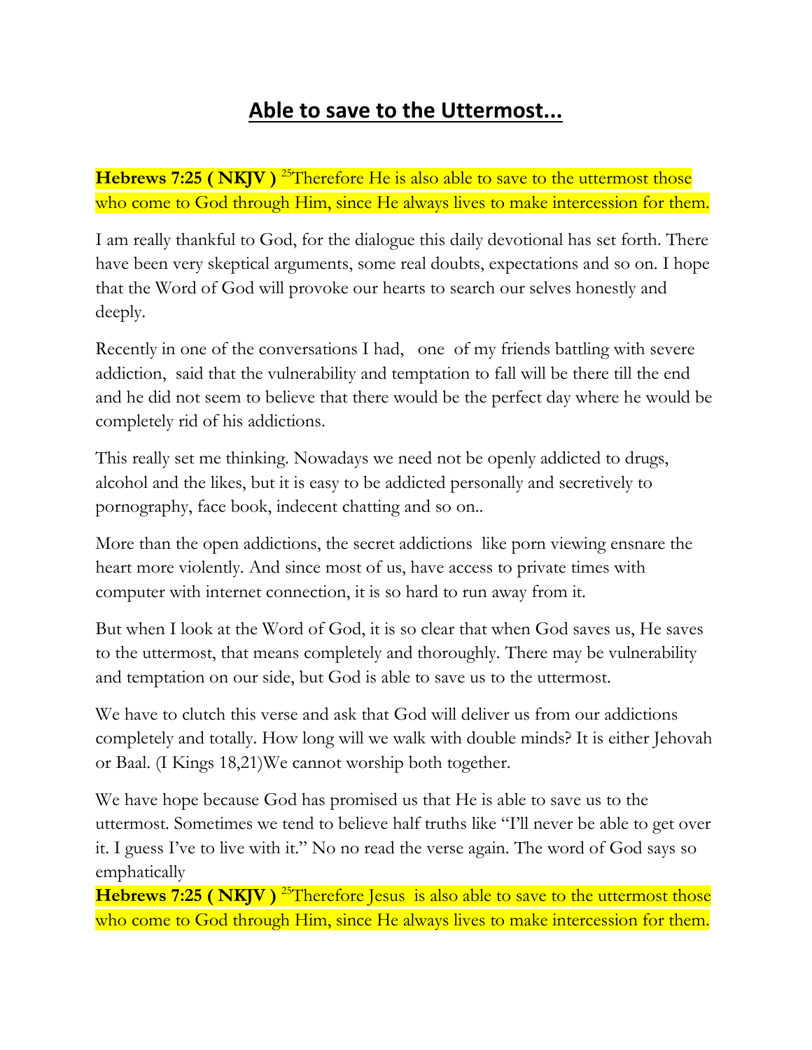# Able to save to the Uttermost...

**Hebrews 7:25 ( NKJV )** [25]Therefore He is also able to save to the uttermost those who come to God through Him, since He always lives to make intercession for them.

I am really thankful to God, for the dialogue this daily devotional has set forth. There have been very skeptical arguments, some real doubts, expectations and so on. I hope that the Word of God will provoke our hearts to search our selves honestly and deeply.

Recently in one of the conversations I had, one of my friends battling with severe addiction, said that the vulnerability and temptation to fall will be there till the end and he did not seem to believe that there would be the perfect day where he would be completely rid of his addictions.

This really set me thinking. Nowadays we need not be openly addicted to drugs, alcohol and the likes, but it is easy to be addicted personally and secretively to pornography, face book, indecent chatting and so on..

More than the open addictions, the secret addictions like porn viewing ensnare the heart more violently. And since most of us, have access to private times with computer with internet connection, it is so hard to run away from it.

But when I look at the Word of God, it is so clear that when God saves us, He saves to the uttermost, that means completely and thoroughly. There may be vulnerability and temptation on our side, but God is able to save us to the uttermost.

We have to clutch this verse and ask that God will deliver us from our addictions completely and totally. How long will we walk with double minds? It is either Jehovah or Baal. (I Kings 18,21)We cannot worship both together.

We have hope because God has promised us that He is able to save us to the uttermost. Sometimes we tend to believe half truths like "I'll never be able to get over it. I guess I've to live with it." No no read the verse again. The word of God says so emphatically

**Hebrews 7:25 ( NKJV )** [25]Therefore Jesus is also able to save to the uttermost those who come to God through Him, since He always lives to make intercession for them.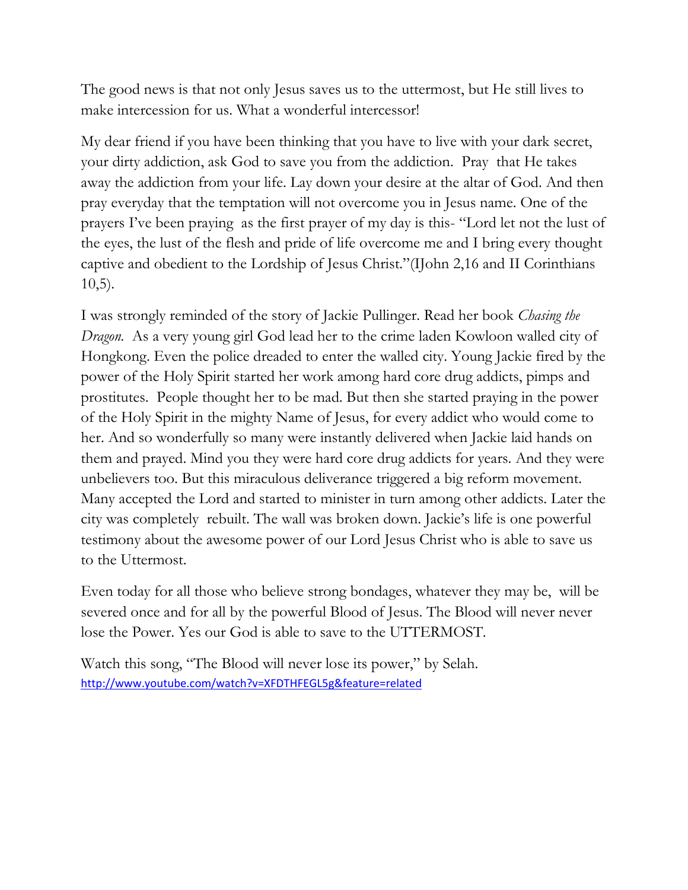The good news is that not only Jesus saves us to the uttermost, but He still lives to make intercession for us. What a wonderful intercessor!

My dear friend if you have been thinking that you have to live with your dark secret, your dirty addiction, ask God to save you from the addiction. Pray that He takes away the addiction from your life. Lay down your desire at the altar of God. And then pray everyday that the temptation will not overcome you in Jesus name. One of the prayers I've been praying as the first prayer of my day is this- "Lord let not the lust of the eyes, the lust of the flesh and pride of life overcome me and I bring every thought captive and obedient to the Lordship of Jesus Christ."(IJohn 2,16 and II Corinthians 10,5).

I was strongly reminded of the story of Jackie Pullinger. Read her book *Chasing the Dragon.* As a very young girl God lead her to the crime laden Kowloon walled city of Hongkong. Even the police dreaded to enter the walled city. Young Jackie fired by the power of the Holy Spirit started her work among hard core drug addicts, pimps and prostitutes. People thought her to be mad. But then she started praying in the power of the Holy Spirit in the mighty Name of Jesus, for every addict who would come to her. And so wonderfully so many were instantly delivered when Jackie laid hands on them and prayed. Mind you they were hard core drug addicts for years. And they were unbelievers too. But this miraculous deliverance triggered a big reform movement. Many accepted the Lord and started to minister in turn among other addicts. Later the city was completely rebuilt. The wall was broken down. Jackie's life is one powerful testimony about the awesome power of our Lord Jesus Christ who is able to save us to the Uttermost.

Even today for all those who believe strong bondages, whatever they may be, will be severed once and for all by the powerful Blood of Jesus. The Blood will never never lose the Power. Yes our God is able to save to the UTTERMOST.

Watch this song, "The Blood will never lose its power," by Selah.
http://www.youtube.com/watch?v=XFDTHFEGL5g&feature=related